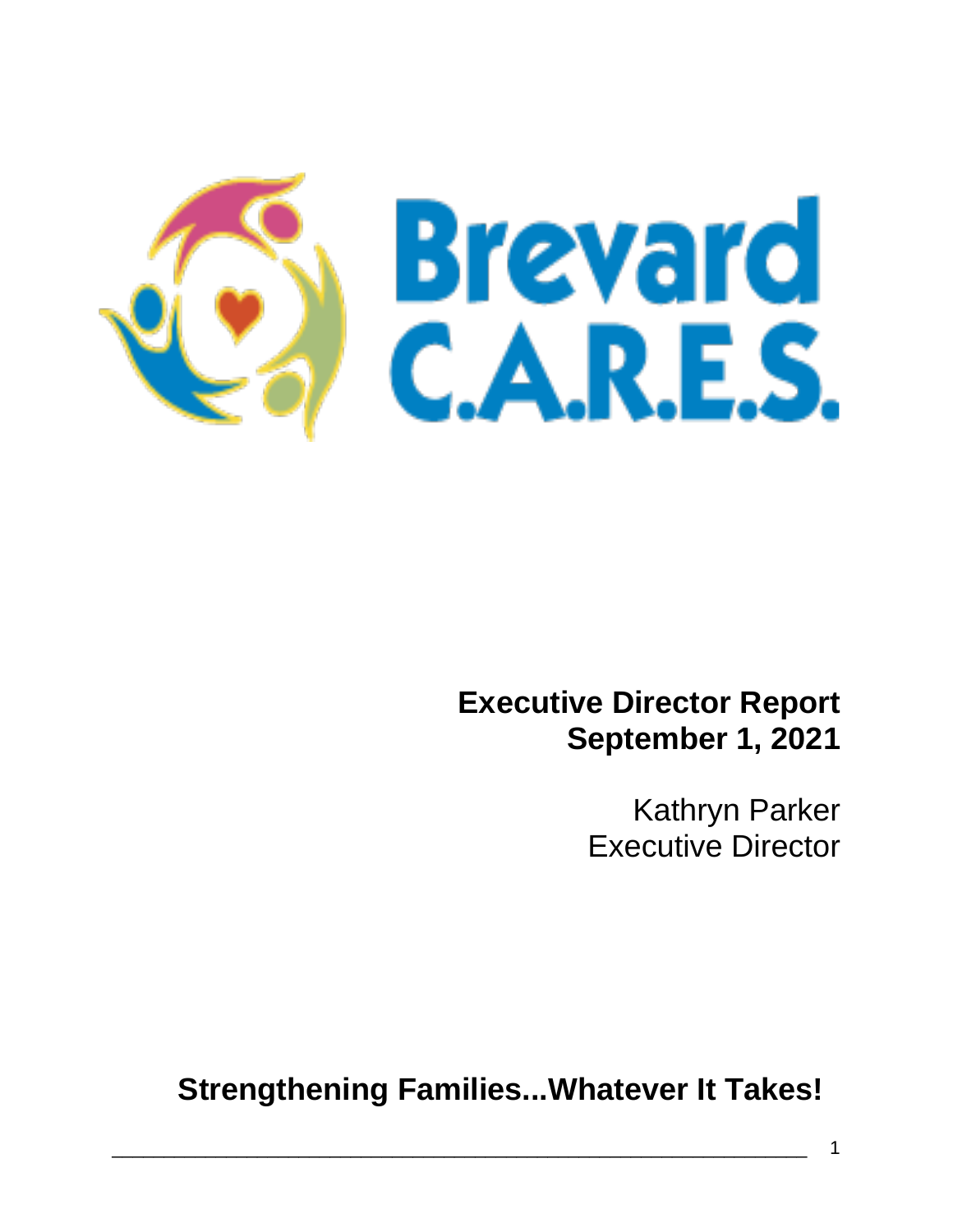# Brevard C.A.R.E.S.

**Executive Director Report**
**September 1, 2021**

Kathryn Parker
Executive Director

**Strengthening Families...Whatever It Takes!**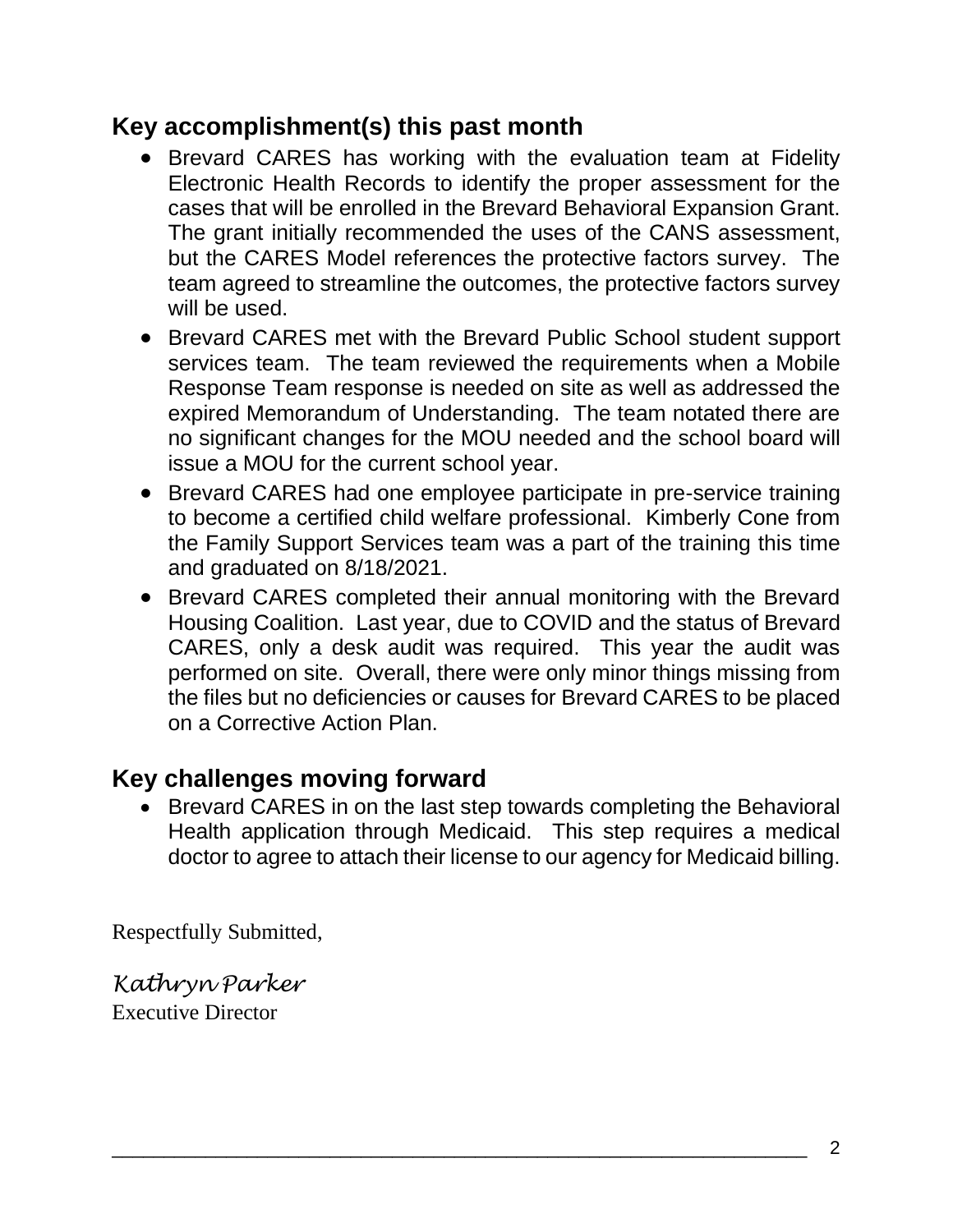## Key accomplishment(s) this past month

- Brevard CARES has working with the evaluation team at Fidelity Electronic Health Records to identify the proper assessment for the cases that will be enrolled in the Brevard Behavioral Expansion Grant. The grant initially recommended the uses of the CANS assessment, but the CARES Model references the protective factors survey. The team agreed to streamline the outcomes, the protective factors survey will be used.
- Brevard CARES met with the Brevard Public School student support services team. The team reviewed the requirements when a Mobile Response Team response is needed on site as well as addressed the expired Memorandum of Understanding. The team notated there are no significant changes for the MOU needed and the school board will issue a MOU for the current school year.
- Brevard CARES had one employee participate in pre-service training to become a certified child welfare professional. Kimberly Cone from the Family Support Services team was a part of the training this time and graduated on 8/18/2021.
- Brevard CARES completed their annual monitoring with the Brevard Housing Coalition. Last year, due to COVID and the status of Brevard CARES, only a desk audit was required. This year the audit was performed on site. Overall, there were only minor things missing from the files but no deficiencies or causes for Brevard CARES to be placed on a Corrective Action Plan.

## Key challenges moving forward

- Brevard CARES in on the last step towards completing the Behavioral Health application through Medicaid. This step requires a medical doctor to agree to attach their license to our agency for Medicaid billing.

Respectfully Submitted,

*Kathryn Parker*
Executive Director